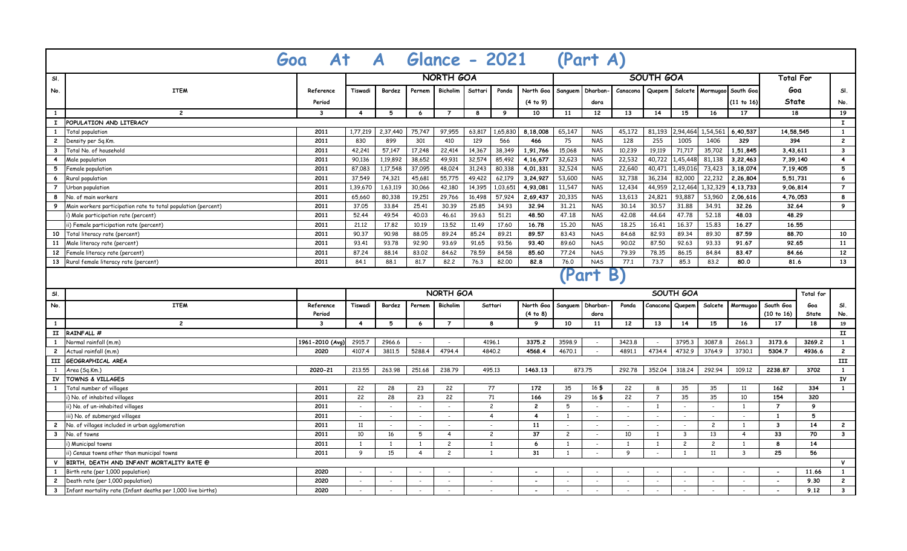# Goa At A Glance - 2021 (Part A)

| Sl. No. | ITEM | Reference Period | NORTH GOA | | | | | | | SOUTH GOA | | | | | | | Total For Goa State | Sl. No. |
|---|---|---|---|---|---|---|---|---|---|---|---|---|---|---|---|---|---|---|
| | | | Tiswadi | Bardez | Pernem | Bicholim | Sattari | Ponda | North Goa (4 to 9) | Sanguem | Dharbandora | Canacona | Quepem | Salcete | Mormugao | South Goa (11 to 16) | | |
| 1 | 2 | 3 | 4 | 5 | 6 | 7 | 8 | 9 | 10 | 11 | 12 | 13 | 14 | 15 | 16 | 17 | 18 | 19 |
| I | POPULATION AND LITERACY | | | | | | | | | | | | | | | | | I |
| 1 | Total population | 2011 | 1,77,219 | 2,37,440 | 75,747 | 97,955 | 63,817 | 1,65,830 | 8,18,008 | 65,147 | NAS | 45,172 | 81,193 | 2,94,464 | 1,54,561 | 6,40,537 | 14,58,545 | 1 |
| 2 | Density per Sq.Km. | 2011 | 830 | 899 | 301 | 410 | 129 | 566 | 466 | 75 | NAS | 128 | 255 | 1005 | 1406 | 329 | 394 | 2 |
| 3 | Total No. of household | 2011 | 42,241 | 57,147 | 17,248 | 22,414 | 14,367 | 38,349 | 1,91,766 | 15,068 | NAS | 10,239 | 19,119 | 71,717 | 35,702 | 1,51,845 | 3,43,611 | 3 |
| 4 | Male population | 2011 | 90,136 | 1,19,892 | 38,652 | 49,931 | 32,574 | 85,492 | 4,16,677 | 32,623 | NAS | 22,532 | 40,722 | 1,45,448 | 81,138 | 3,22,463 | 7,39,140 | 4 |
| 5 | Female population | 2011 | 87,083 | 1,17,548 | 37,095 | 48,024 | 31,243 | 80,338 | 4,01,331 | 32,524 | NAS | 22,640 | 40,471 | 1,49,016 | 73,423 | 3,18,074 | 7,19,405 | 5 |
| 6 | Rural population | 2011 | 37,549 | 74,321 | 45,681 | 55,775 | 49,422 | 62,179 | 3,24,927 | 53,600 | NAS | 32,738 | 36,234 | 82,000 | 22,232 | 2,26,804 | 5,51,731 | 6 |
| 7 | Urban population | 2011 | 1,39,670 | 1,63,119 | 30,066 | 42,180 | 14,395 | 1,03,651 | 4,93,081 | 11,547 | NAS | 12,434 | 44,959 | 2,12,464 | 1,32,329 | 4,13,733 | 9,06,814 | 7 |
| 8 | No. of main workers | 2011 | 65,660 | 80,338 | 19,251 | 29,766 | 16,498 | 57,924 | 2,69,437 | 20,335 | NAS | 13,613 | 24,821 | 93,887 | 53,960 | 2,06,616 | 4,76,053 | 8 |
| 9 | Main workers participation rate to total population (percent) | 2011 | 37.05 | 33.84 | 25.41 | 30.39 | 25.85 | 34.93 | 32.94 | 31.21 | NAS | 30.14 | 30.57 | 31.88 | 34.91 | 32.26 | 32.64 | 9 |
| | i) Male participation rate (percent) | 2011 | 52.44 | 49.54 | 40.03 | 46.61 | 39.63 | 51.21 | 48.50 | 47.18 | NAS | 42.08 | 44.64 | 47.78 | 52.18 | 48.03 | 48.29 | |
| | ii) Female participation rate (percent) | 2011 | 21.12 | 17.82 | 10.19 | 13.52 | 11.49 | 17.60 | 16.78 | 15.20 | NAS | 18.25 | 16.41 | 16.37 | 15.83 | 16.27 | 16.55 | |
| 10 | Total literacy rate (percent) | 2011 | 90.37 | 90.98 | 88.05 | 89.24 | 85.24 | 89.21 | 89.57 | 83.43 | NAS | 84.68 | 82.93 | 89.34 | 89.30 | 87.59 | 88.70 | 10 |
| 11 | Male literacy rate (percent) | 2011 | 93.41 | 93.78 | 92.90 | 93.69 | 91.65 | 93.56 | 93.40 | 89.60 | NAS | 90.02 | 87.50 | 92.63 | 93.33 | 91.67 | 92.65 | 11 |
| 12 | Female literacy rate (percent) | 2011 | 87.24 | 88.14 | 83.02 | 84.62 | 78.59 | 84.58 | 85.60 | 77.24 | NAS | 79.39 | 78.35 | 86.15 | 84.84 | 83.47 | 84.66 | 12 |
| 13 | Rural female literacy rate (percent) | 2011 | 84.1 | 88.1 | 81.7 | 82.2 | 76.3 | 82.00 | 82.8 | 76.0 | NAS | 77.1 | 73.7 | 85.3 | 83.2 | 80.0 | 81.6 | 13 |

# (Part B)

| Sl. No. | ITEM | Reference Period | NORTH GOA | | | | | | SOUTH GOA | | | | | | | | Total for Goa State | Sl. No. |
|---|---|---|---|---|---|---|---|---|---|---|---|---|---|---|---|---|---|---|
| | | | Tiswadi | Bardez | Pernem | Bicholim | Sattari | North Goa (4 to 8) | Sanguem | Dharbandora | Ponda | Canacona | Quepem | Salcete | Mormugao | South Goa (10 to 16) | | |
| 1 | 2 | 3 | 4 | 5 | 6 | 7 | 8 | 9 | 10 | 11 | 12 | 13 | 14 | 15 | 16 | 17 | 18 | 19 |
| II | RAINFALL # | | | | | | | | | | | | | | | | | II |
| 1 | Normal rainfall (m.m) | 1961-2010 (Avg) | 2915.7 | 2966.6 | - | - | 4196.1 | 3375.2 | 3598.9 | - | 3423.8 | - | 3795.3 | 3087.8 | 2661.3 | 3173.6 | 3269.2 | 1 |
| 2 | Actual rainfall (m.m) | 2020 | 4107.4 | 3811.5 | 5288.4 | 4794.4 | 4840.2 | 4568.4 | 4670.1 | - | 4891.1 | 4734.4 | 4732.9 | 3764.9 | 3730.1 | 5304.7 | 4936.6 | 2 |
| III | GEOGRAPHICAL AREA | | | | | | | | | | | | | | | | | III |
| 1 | Area (Sq.Km.) | 2020-21 | 213.55 | 263.98 | 251.68 | 238.79 | 495.13 | 1463.13 | 873.75 | | 292.78 | 352.04 | 318.24 | 292.94 | 109.12 | 2238.87 | 3702 | 1 |
| IV | TOWNS & VILLAGES | | | | | | | | | | | | | | | | | IV |
| 1 | Total number of villages | 2011 | 22 | 28 | 23 | 22 | 77 | 172 | 35 | 16 $ | 22 | 8 | 35 | 35 | 11 | 162 | 334 | 1 |
| | i) No. of inhabited villages | 2011 | 22 | 28 | 23 | 22 | 71 | 166 | 29 | 16 $ | 22 | 7 | 35 | 35 | 10 | 154 | 320 | |
| | ii) No. of un-inhabited villages | 2011 | - | - | - | - | 2 | 2 | 5 | - | - | 1 | - | - | 1 | 7 | 9 | |
| | iii) No. of submerged villages | 2011 | - | - | - | - | 4 | 4 | 1 | - | - | - | - | - | - | 1 | 5 | |
| 2 | No. of villages included in urban agglomeration | 2011 | 11 | - | - | - | - | 11 | - | - | - | - | - | 2 | 1 | 3 | 14 | 2 |
| 3 | No. of towns | 2011 | 10 | 16 | 5 | 4 | 2 | 37 | 2 | - | 10 | 1 | 3 | 13 | 4 | 33 | 70 | 3 |
| | i) Municipal towns | 2011 | 1 | 1 | 1 | 2 | 1 | 6 | 1 | - | 1 | 1 | 2 | 2 | 1 | 8 | 14 | |
| | ii) Census towns other than municipal towns | 2011 | 9 | 15 | 4 | 2 | 1 | 31 | 1 | - | 9 | - | 1 | 11 | 3 | 25 | 56 | |
| V | BIRTH, DEATH AND INFANT MORTALITY RATE @ | | | | | | | | | | | | | | | | | V |
| 1 | Birth rate (per 1,000 population) | 2020 | - | - | - | - | - | - | - | - | - | - | - | - | - | - | 11.66 | 1 |
| 2 | Death rate (per 1,000 population) | 2020 | - | - | - | - | - | - | - | - | - | - | - | - | - | - | 9.30 | 2 |
| 3 | Infant mortality rate (Infant deaths per 1,000 live births) | 2020 | - | - | - | - | - | - | - | - | - | - | - | - | - | - | 9.12 | 3 |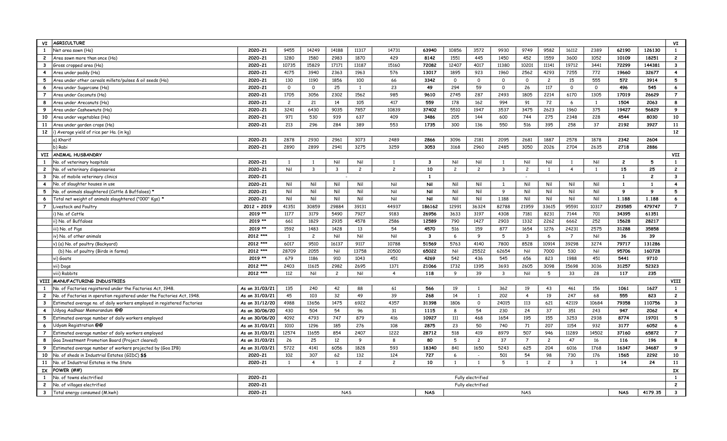| VI | AGRICULTURE | | | | | | | | | | | | | | | | | | VI |
|---|---|---|---|---|---|---|---|---|---|---|---|---|---|---|---|---|---|---|---|
| 1 | Net area sown (Ha) | 2020-21 | 9455 | 14249 | 14188 | 11317 | 14731 | 63940 | 10856 | 3572 | 9930 | 9749 | 9582 | 16112 | 2389 | 62190 | 126130 | 1 |
| 2 | Area sown more than once (Ha) | 2020-21 | 1280 | 1580 | 2983 | 1870 | 429 | 8142 | 1551 | 445 | 1450 | 452 | 1559 | 3600 | 1052 | 10109 | 18251 | 2 |
| 3 | Gross cropped area (Ha) | 2020-21 | 10735 | 15829 | 17171 | 13187 | 15160 | 72082 | 12407 | 4017 | 11380 | 10201 | 11141 | 19712 | 3441 | 72299 | 144381 | 3 |
| 4 | Area under paddy (Ha) | 2020-21 | 4175 | 3940 | 2363 | 1963 | 576 | 13017 | 1895 | 923 | 1960 | 2562 | 4293 | 7255 | 772 | 19660 | 32677 | 4 |
| 5 | Area under other cereals millets/pulses & oil seeds (Ha) | 2020-21 | 130 | 1190 | 1856 | 100 | 66 | 3342 | 0 | 0 | 0 | 0 | 2 | 15 | 555 | 572 | 3914 | 5 |
| 6 | Area under Sugarcane (Ha) | 2020-21 | 0 | 0 | 25 | 1 | 23 | 49 | 294 | 59 | 0 | 26 | 117 | 0 | 0 | 496 | 545 | 6 |
| 7 | Area under Coconuts (Ha) | 2020-21 | 1705 | 3056 | 2302 | 1562 | 985 | 9610 | 2745 | 287 | 2493 | 1805 | 2214 | 6170 | 1305 | 17019 | 26629 | 7 |
| 8 | Area under Arecanuts (Ha) | 2020-21 | 2 | 21 | 14 | 105 | 417 | 559 | 178 | 162 | 994 | 91 | 72 | 6 | 1 | 1504 | 2063 | 8 |
| 9 | Area under Cashewnuts (Ha) | 2020-21 | 3241 | 6430 | 9035 | 7857 | 10839 | 37402 | 5510 | 1947 | 3537 | 3475 | 2623 | 1960 | 375 | 19427 | 56829 | 9 |
| 10 | Area under vegetables (Ha) | 2020-21 | 971 | 530 | 939 | 637 | 409 | 3486 | 205 | 144 | 600 | 744 | 275 | 2348 | 228 | 4544 | 8030 | 10 |
| 11 | Area under garden crops (Ha) | 2020-21 | 213 | 296 | 284 | 389 | 553 | 1735 | 300 | 136 | 550 | 516 | 395 | 258 | 37 | 2192 | 3927 | 11 |
| 12 | i) Average yield of rice per Ha. (in kg) | | | | | | | | | | | | | | | | | 12 |
| | a) Kharif | 2020-21 | 2878 | 2930 | 2961 | 3073 | 2489 | 2866 | 3096 | 2181 | 2095 | 2681 | 1887 | 2578 | 1878 | 2342 | 2604 | |
| | b) Rabi | 2020-21 | 2890 | 2899 | 2941 | 3275 | 3259 | 3053 | 3168 | 2960 | 2485 | 3050 | 2026 | 2704 | 2635 | 2718 | 2886 | |
| VII | ANIMAL HUSBANDRY | | | | | | | | | | | | | | | | | VII |
| 1 | No. of veterinary hospitals | 2020-21 | 1 | 1 | Nil | Nil | 1 | 3 | Nil | Nil | 1 | Nil | Nil | 1 | Nil | 2 | 5 | 1 |
| 2 | No. of veterinary dispensaries | 2020-21 | Nil | 3 | 3 | 2 | 2 | 10 | 2 | 2 | 3 | 2 | 1 | 4 | 1 | 15 | 25 | 2 |
| 3 | No. of mobile veterinary clinics | 2020-21 | | | - | | | 1 | | | | - | | | | 1 | 2 | 3 |
| 4 | No. of slaughter houses in use | 2020-21 | Nil | Nil | Nil | Nil | Nil | Nil | Nil | Nil | 1 | Nil | Nil | Nil | Nil | 1 | 1 | 4 |
| 5 | No. of animals slaughtered (Cattle & Buffaloes) * | 2020-21 | Nil | Nil | Nil | Nil | Nil | Nil | Nil | Nil | 9 | Nil | Nil | Nil | Nil | 9 | 9 | 5 |
| 6 | Total net weight of animals slaughtered ("000" Kgs) * | 2020-21 | Nil | Nil | Nil | Nil | Nil | Nil | Nil | Nil | 1.188 | Nil | Nil | Nil | Nil | 1.188 | 1.188 | 6 |
| 7 | Livestock and Poultry | 2012 + 2019 | 41351 | 30859 | 29884 | 39131 | 44937 | 186162 | 12991 | 36324 | 82788 | 21959 | 33615 | 95591 | 10317 | 293585 | 479747 | 7 |
| | i) No. of Cattle | 2019 ** | 1177 | 3179 | 5490 | 7927 | 9183 | 26956 | 3633 | 3197 | 4308 | 7181 | 8231 | 7144 | 701 | 34395 | 61351 | |
| | ii) No. of Buffaloes | 2019 ** | 661 | 1829 | 2935 | 4578 | 2586 | 12589 | 790 | 1427 | 2903 | 1332 | 2262 | 6662 | 252 | 15628 | 28217 | |
| | iii) No. of Pigs | 2019 ** | 1592 | 1483 | 1428 | 13 | 54 | 4570 | 516 | 159 | 877 | 1654 | 1276 | 24231 | 2575 | 31288 | 35858 | |
| | iv) No. of other animals | 2012 *** | 1 | 2 | Nil | Nil | Nil | 3 | 6 | 9 | 5 | 3 | 6 | 7 | Nil | 36 | 39 | |
| | v) (a) No. of poultry (Backyard) | 2012 *** | 6017 | 9510 | 16137 | 9117 | 10788 | 51569 | 5763 | 4140 | 7800 | 8528 | 10914 | 39298 | 3274 | 79717 | 131286 | |
| | (b) No. of poultry (Birds in farms) | 2012 *** | 28709 | 2055 | Nil | 13758 | 20500 | 65022 | Nil | 25522 | 62654 | Nil | 7000 | 530 | Nil | 95706 | 160728 | |
| | vi) Goats | 2019 ** | 679 | 1186 | 910 | 1043 | 451 | 4269 | 542 | 436 | 545 | 656 | 823 | 1988 | 451 | 5441 | 9710 | |
| | vii) Dogs | 2012 *** | 2403 | 11615 | 2982 | 2695 | 1371 | 21066 | 1732 | 1395 | 3693 | 2605 | 3098 | 15698 | 3036 | 31257 | 52323 | |
| | viii) Rabbits | 2012 *** | 112 | Nil | 2 | Nil | 4 | 118 | 9 | 39 | 3 | Nil | 5 | 33 | 28 | 117 | 235 | |
| VIII | MANUFACTURING INDUSTRIES | | | | | | | | | | | | | | | | | VIII |
| 1 | No. of Factories registered under the Factories Act, 1948. | As on 31/03/21 | 135 | 240 | 42 | 88 | 61 | 566 | 19 | 1 | 362 | 19 | 43 | 461 | 156 | 1061 | 1627 | 1 |
| 2 | No. of Factories in operation registered under the Factories Act, 1948. | As on 31/03/21 | 45 | 103 | 32 | 49 | 39 | 268 | 14 | 1 | 202 | 4 | 19 | 247 | 68 | 555 | 823 | 2 |
| 3 | Estimated average no. of daily workers employed in registered Factories | As on 31/12/20 | 4988 | 13656 | 1475 | 6922 | 4357 | 31398 | 1806 | 0 | 24015 | 113 | 621 | 42119 | 10684 | 79358 | 110756 | 3 |
| 4 | Udyog Aadhaar Memorandum @@ | As on 30/06/20 | 430 | 504 | 54 | 96 | 31 | 1115 | 8 | 54 | 230 | 24 | 37 | 351 | 243 | 947 | 2062 | 4 |
| 5 | Estimated average number of daily workers employed | As on 30/06/20 | 4092 | 4793 | 747 | 879 | 416 | 10927 | 111 | 468 | 1654 | 195 | 155 | 3253 | 2938 | 8774 | 19701 | 5 |
| 6 | Udyam Registration @@ | As on 31/03/21 | 1010 | 1296 | 185 | 276 | 108 | 2875 | 23 | 50 | 740 | 71 | 207 | 1154 | 932 | 3177 | 6052 | 6 |
| 7 | Estimated average number of daily workers employed | As on 31/03/21 | 12574 | 11655 | 854 | 2407 | 1222 | 28712 | 518 | 419 | 8979 | 507 | 946 | 11289 | 14502 | 37160 | 65872 | 7 |
| 8 | Goa Investment Promotion Board (Project cleared) | As on 31/03/21 | 26 | 25 | 12 | 9 | 8 | 80 | 5 | 2 | 37 | 7 | 2 | 47 | 16 | 116 | 196 | 8 |
| 9 | Estimated average number of workers projected by (Goa IPB) | As on 31/03/21 | 5722 | 4141 | 6056 | 1828 | 593 | 18340 | 841 | 1650 | 5243 | 625 | 204 | 6016 | 1768 | 16347 | 34687 | 9 |
| 10 | No. of sheds in Industrial Estates (GIDC) $$ | 2020-21 | 102 | 307 | 62 | 132 | 124 | 727 | 6 | - | 501 | 54 | 98 | 730 | 176 | 1565 | 2292 | 10 |
| 11 | No. of Industrial Estates in the State | 2020-21 | 1 | 4 | 1 | 2 | 2 | 10 | 1 | 1 | 5 | 1 | 2 | 3 | 1 | 14 | 24 | 11 |
| IX | POWER (##) | | | | | | | | | | | | | | | | | IX |
| 1 | No. of towns electrified | 2020-21 | | | | | | | Fully electrified | | | | | | | | | 1 |
| 2 | No. of villages electrified | 2020-21 | | | | | | | Fully electrified | | | | | | | | | 2 |
| 3 | Total energy consumed (M.kwh) | 2020-21 | | | NAS | | | NAS | | | | NAS | | | | NAS | 4179.35 | 3 |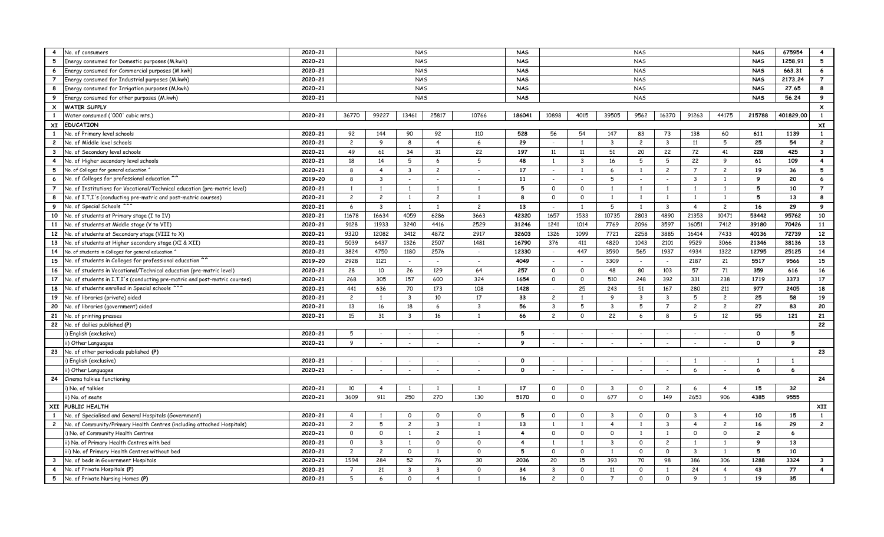| 4 | No. of consumers | 2020-21 | NAS | | | | | NAS | NAS | | | | | | | NAS | 675954 | 4 |
|---|---|---|---|---|---|---|---|---|---|---|---|---|---|---|---|---|---|---|
| 5 | Energy consumed for Domestic purposes (M.kwh) | 2020-21 | NAS | | | | | NAS | NAS | | | | | | | NAS | 1258.91 | 5 |
| 6 | Energy consumed for Commercial purposes (M.kwh) | 2020-21 | NAS | | | | | NAS | NAS | | | | | | | NAS | 663.31 | 6 |
| 7 | Energy consumed for Industrial purposes (M.kwh) | 2020-21 | NAS | | | | | NAS | NAS | | | | | | | NAS | 2173.24 | 7 |
| 8 | Energy consumed for Irrigation purposes (M.kwh) | 2020-21 | NAS | | | | | NAS | NAS | | | | | | | NAS | 27.65 | 8 |
| 9 | Energy consumed for other purposes (M.kwh) | 2020-21 | NAS | | | | | NAS | NAS | | | | | | | NAS | 56.24 | 9 |
| X | **WATER SUPPLY** | | | | | | | | | | | | | | | | | X |
| 1 | Water consumed ('000' cubic mts.) | 2020-21 | 36770 | 99227 | 13461 | 25817 | 10766 | 186041 | 10898 | 4015 | 39505 | 9562 | 16370 | 91263 | 44175 | 215788 | 401829.00 | 1 |
| XI | **EDUCATION** | | | | | | | | | | | | | | | | | XI |
| 1 | No. of Primary level schools | 2020-21 | 92 | 144 | 90 | 92 | 110 | 528 | 56 | 54 | 147 | 83 | 73 | 138 | 60 | 611 | 1139 | 1 |
| 2 | No. of Middle level schools | 2020-21 | 2 | 9 | 8 | 4 | 6 | 29 | - | 1 | 3 | 2 | 3 | 11 | 5 | 25 | 54 | 2 |
| 3 | No. of Secondary level schools | 2020-21 | 49 | 61 | 34 | 31 | 22 | 197 | 11 | 11 | 51 | 20 | 22 | 72 | 41 | 228 | 425 | 3 |
| 4 | No. of Higher secondary level schools | 2020-21 | 18 | 14 | 5 | 6 | 5 | 48 | 1 | 3 | 16 | 5 | 5 | 22 | 9 | 61 | 109 | 4 |
| 5 | No. of Colleges for general education ^ | 2020-21 | 8 | 4 | 3 | 2 | - | 17 | - | 1 | 6 | 1 | 2 | 7 | 2 | 19 | 36 | 5 |
| 6 | No. of Colleges for professional education ^^ | 2019-20 | 8 | 3 | - | - | - | 11 | - | - | 5 | - | - | 3 | 1 | 9 | 20 | 6 |
| 7 | No. of Institutions for Vocational/Technical education (pre-matric level) | 2020-21 | 1 | 1 | 1 | 1 | 1 | 5 | 0 | 0 | 1 | 1 | 1 | 1 | 1 | 5 | 10 | 7 |
| 8 | No. of I.T.I's (conducting pre-matric and post-matric courses) | 2020-21 | 2 | 2 | 1 | 2 | 1 | 8 | 0 | 0 | 1 | 1 | 1 | 1 | 1 | 5 | 13 | 8 |
| 9 | No. of Special Schools ^^^ | 2020-21 | 6 | 3 | 1 | 1 | 2 | 13 | - | 1 | 5 | 1 | 3 | 4 | 2 | 16 | 29 | 9 |
| 10 | No. of students at Primary stage (I to IV) | 2020-21 | 11678 | 16634 | 4059 | 6286 | 3663 | 42320 | 1657 | 1533 | 10735 | 2803 | 4890 | 21353 | 10471 | 53442 | 95762 | 10 |
| 11 | No. of students at Middle stage (V to VII) | 2020-21 | 9128 | 11933 | 3240 | 4416 | 2529 | 31246 | 1241 | 1014 | 7769 | 2096 | 3597 | 16051 | 7412 | 39180 | 70426 | 11 |
| 12 | No. of students at Secondary stage (VIII to X) | 2020-21 | 9320 | 12082 | 3412 | 4872 | 2917 | 32603 | 1326 | 1099 | 7721 | 2258 | 3885 | 16414 | 7433 | 40136 | 72739 | 12 |
| 13 | No. of students at Higher secondary stage (XI & XII) | 2020-21 | 5039 | 6437 | 1326 | 2507 | 1481 | 16790 | 376 | 411 | 4820 | 1043 | 2101 | 9529 | 3066 | 21346 | 38136 | 13 |
| 14 | No. of students in Colleges for general education ^ | 2020-21 | 3824 | 4750 | 1180 | 2576 | - | 12330 | - | 447 | 3590 | 565 | 1937 | 4934 | 1322 | 12795 | 25125 | 14 |
| 15 | No. of students in Colleges for professional education ^^ | 2019-20 | 2928 | 1121 | - | - | - | 4049 | - | - | 3309 | - | - | 2187 | 21 | 5517 | 9566 | 15 |
| 16 | No. of students in Vocational/Technical education (pre-matric level) | 2020-21 | 28 | 10 | 26 | 129 | 64 | 257 | 0 | 0 | 48 | 80 | 103 | 57 | 71 | 359 | 616 | 16 |
| 17 | No. of students in I.T.I's (conducting pre-matric and post-matric courses) | 2020-21 | 268 | 305 | 157 | 600 | 324 | 1654 | 0 | 0 | 510 | 248 | 392 | 331 | 238 | 1719 | 3373 | 17 |
| 18 | No. of students enrolled in Special schools ^^^ | 2020-21 | 441 | 636 | 70 | 173 | 108 | 1428 | - | 25 | 243 | 51 | 167 | 280 | 211 | 977 | 2405 | 18 |
| 19 | No. of libraries (private) aided | 2020-21 | 2 | 1 | 3 | 10 | 17 | 33 | 2 | 1 | 9 | 3 | 3 | 5 | 2 | 25 | 58 | 19 |
| 20 | No. of libraries (government) aided | 2020-21 | 13 | 16 | 18 | 6 | 3 | 56 | 3 | 5 | 3 | 5 | 7 | 2 | 2 | 27 | 83 | 20 |
| 21 | No. of printing presses | 2020-21 | 15 | 31 | 3 | 16 | 1 | 66 | 2 | 0 | 22 | 6 | 8 | 5 | 12 | 55 | 121 | 21 |
| 22 | No. of dailies published (P) | | | | | | | | | | | | | | | | | 22 |
| | i) English (exclusive) | 2020-21 | 5 | - | - | - | - | 5 | - | - | - | - | - | - | - | 0 | 5 | |
| | ii) Other Languages | 2020-21 | 9 | - | - | - | - | 9 | - | - | - | - | - | - | - | 0 | 9 | |
| 23 | No. of other periodicals published (P) | | | | | | | | | | | | | | | | | 23 |
| | i) English (exclusive) | 2020-21 | - | - | - | - | - | 0 | - | - | - | - | - | 1 | - | 1 | 1 | |
| | ii) Other Languages | 2020-21 | - | - | - | - | - | 0 | - | - | - | - | - | 6 | - | 6 | 6 | |
| 24 | Cinema talkies functioning | | | | | | | | | | | | | | | | | 24 |
| | i) No. of talkies | 2020-21 | 10 | 4 | 1 | 1 | 1 | 17 | 0 | 0 | 3 | 0 | 2 | 6 | 4 | 15 | 32 | |
| | ii) No. of seats | 2020-21 | 3609 | 911 | 250 | 270 | 130 | 5170 | 0 | 0 | 677 | 0 | 149 | 2653 | 906 | 4385 | 9555 | |
| XII | **PUBLIC HEALTH** | | | | | | | | | | | | | | | | | XII |
| 1 | No. of Specialised and General Hospitals (Government) | 2020-21 | 4 | 1 | 0 | 0 | 0 | 5 | 0 | 0 | 3 | 0 | 0 | 3 | 4 | 10 | 15 | 1 |
| 2 | No. of Community/Primary Health Centres (including attached Hospitals) | 2020-21 | 2 | 5 | 2 | 3 | 1 | 13 | 1 | 1 | 4 | 1 | 3 | 4 | 2 | 16 | 29 | 2 |
| | i) No. of Community Health Centres | 2020-21 | 0 | 0 | 1 | 2 | 1 | 4 | 0 | 0 | 0 | 1 | 1 | 0 | 0 | 2 | 6 | |
| | ii) No. of Primary Health Centres with bed | 2020-21 | 0 | 3 | 1 | 0 | 0 | 4 | 1 | 1 | 3 | 0 | 2 | 1 | 1 | 9 | 13 | |
| | iii) No. of Primary Health Centres without bed | 2020-21 | 2 | 2 | 0 | 1 | 0 | 5 | 0 | 0 | 1 | 0 | 0 | 3 | 1 | 5 | 10 | |
| 3 | No. of beds in Government Hospitals | 2020-21 | 1594 | 284 | 52 | 76 | 30 | 2036 | 20 | 15 | 393 | 70 | 98 | 386 | 306 | 1288 | 3324 | 3 |
| 4 | No. of Private Hospitals (P) | 2020-21 | 7 | 21 | 3 | 3 | 0 | 34 | 3 | 0 | 11 | 0 | 1 | 24 | 4 | 43 | 77 | 4 |
| 5 | No. of Private Nursing Homes (P) | 2020-21 | 5 | 6 | 0 | 4 | 1 | 16 | 2 | 0 | 7 | 0 | 0 | 9 | 1 | 19 | 35 | |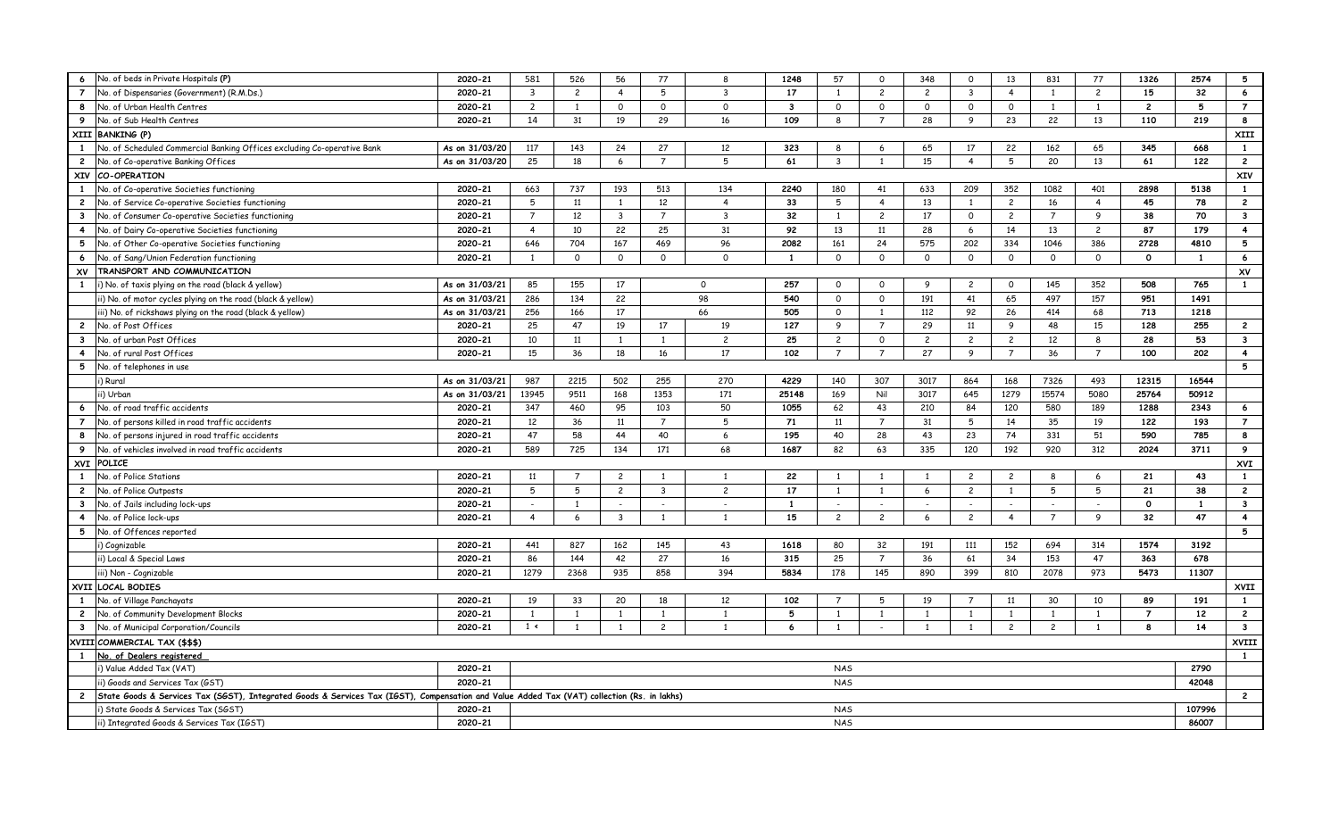| | | | | | | | | | | | | | | | | | | |
|---|---|---|---|---|---|---|---|---|---|---|---|---|---|---|---|---|---|---|
| 6 | No. of beds in Private Hospitals **(P)** | 2020-21 | 581 | 526 | 56 | 77 | 8 | **1248** | 57 | 0 | 348 | 0 | 13 | 831 | 77 | **1326** | **2574** | **5** |
| 7 | No. of Dispensaries (Government) (R.M.Ds.) | 2020-21 | 3 | 2 | 4 | 5 | 3 | **17** | 1 | 2 | 2 | 3 | 4 | 1 | 2 | **15** | **32** | **6** |
| 8 | No. of Urban Health Centres | 2020-21 | 2 | 1 | 0 | 0 | 0 | **3** | 0 | 0 | 0 | 0 | 0 | 1 | 1 | **2** | **5** | **7** |
| 9 | No. of Sub Health Centres | 2020-21 | 14 | 31 | 19 | 29 | 16 | **109** | 8 | 7 | 28 | 9 | 23 | 22 | 13 | **110** | **219** | **8** |
| **XIII** | **BANKING (P)** | | | | | | | | | | | | | | | | | **XIII** |
| 1 | No. of Scheduled Commercial Banking Offices excluding Co-operative Bank | As on 31/03/20 | 117 | 143 | 24 | 27 | 12 | **323** | 8 | 6 | 65 | 17 | 22 | 162 | 65 | **345** | **668** | **1** |
| 2 | No. of Co-operative Banking Offices | As on 31/03/20 | 25 | 18 | 6 | 7 | 5 | **61** | 3 | 1 | 15 | 4 | 5 | 20 | 13 | **61** | **122** | **2** |
| **XIV** | **CO-OPERATION** | | | | | | | | | | | | | | | | | **XIV** |
| 1 | No. of Co-operative Societies functioning | 2020-21 | 663 | 737 | 193 | 513 | 134 | **2240** | 180 | 41 | 633 | 209 | 352 | 1082 | 401 | **2898** | **5138** | **1** |
| 2 | No. of Service Co-operative Societies functioning | 2020-21 | 5 | 11 | 1 | 12 | 4 | **33** | 5 | 4 | 13 | 1 | 2 | 16 | 4 | **45** | **78** | **2** |
| 3 | No. of Consumer Co-operative Societies functioning | 2020-21 | 7 | 12 | 3 | 7 | 3 | **32** | 1 | 2 | 17 | 0 | 2 | 7 | 9 | **38** | **70** | **3** |
| 4 | No. of Dairy Co-operative Societies functioning | 2020-21 | 4 | 10 | 22 | 25 | 31 | **92** | 13 | 11 | 28 | 6 | 14 | 13 | 2 | **87** | **179** | **4** |
| 5 | No. of Other Co-operative Societies functioning | 2020-21 | 646 | 704 | 167 | 469 | 96 | **2082** | 161 | 24 | 575 | 202 | 334 | 1046 | 386 | **2728** | **4810** | **5** |
| 6 | No. of Sang/Union Federation functioning | 2020-21 | 1 | 0 | 0 | 0 | 0 | **1** | 0 | 0 | 0 | 0 | 0 | 0 | 0 | **0** | **1** | **6** |
| **XV** | **TRANSPORT AND COMMUNICATION** | | | | | | | | | | | | | | | | | **XV** |
| 1 | i) No. of taxis plying on the road (black & yellow) | As on 31/03/21 | 85 | 155 | 17 | | 0 | **257** | 0 | 0 | 9 | 2 | 0 | 145 | 352 | **508** | **765** | **1** |
| | ii) No. of motor cycles plying on the road (black & yellow) | As on 31/03/21 | 286 | 134 | 22 | | 98 | **540** | 0 | 0 | 191 | 41 | 65 | 497 | 157 | **951** | **1491** | |
| | iii) No. of rickshaws plying on the road (black & yellow) | As on 31/03/21 | 256 | 166 | 17 | | 66 | **505** | 0 | 1 | 112 | 92 | 26 | 414 | 68 | **713** | **1218** | |
| 2 | No. of Post Offices | 2020-21 | 25 | 47 | 19 | 17 | 19 | **127** | 9 | 7 | 29 | 11 | 9 | 48 | 15 | **128** | **255** | **2** |
| 3 | No. of urban Post Offices | 2020-21 | 10 | 11 | 1 | 1 | 2 | **25** | 2 | 0 | 2 | 2 | 2 | 12 | 8 | **28** | **53** | **3** |
| 4 | No. of rural Post Offices | 2020-21 | 15 | 36 | 18 | 16 | 17 | **102** | 7 | 7 | 27 | 9 | 7 | 36 | 7 | **100** | **202** | **4** |
| 5 | No. of telephones in use | | | | | | | | | | | | | | | | | **5** |
| | i) Rural | As on 31/03/21 | 987 | 2215 | 502 | 255 | 270 | **4229** | 140 | 307 | 3017 | 864 | 168 | 7326 | 493 | **12315** | **16544** | |
| | ii) Urban | As on 31/03/21 | 13945 | 9511 | 168 | 1353 | 171 | **25148** | 169 | Nil | 3017 | 645 | 1279 | 15574 | 5080 | **25764** | **50912** | |
| 6 | No. of road traffic accidents | 2020-21 | 347 | 460 | 95 | 103 | 50 | **1055** | 62 | 43 | 210 | 84 | 120 | 580 | 189 | **1288** | **2343** | **6** |
| 7 | No. of persons killed in road traffic accidents | 2020-21 | 12 | 36 | 11 | 7 | 5 | **71** | 11 | 7 | 31 | 5 | 14 | 35 | 19 | **122** | **193** | **7** |
| 8 | No. of persons injured in road traffic accidents | 2020-21 | 47 | 58 | 44 | 40 | 6 | **195** | 40 | 28 | 43 | 23 | 74 | 331 | 51 | **590** | **785** | **8** |
| 9 | No. of vehicles involved in road traffic accidents | 2020-21 | 589 | 725 | 134 | 171 | 68 | **1687** | 82 | 63 | 335 | 120 | 192 | 920 | 312 | **2024** | **3711** | **9** |
| **XVI** | **POLICE** | | | | | | | | | | | | | | | | | **XVI** |
| 1 | No. of Police Stations | 2020-21 | 11 | 7 | 2 | 1 | 1 | **22** | 1 | 1 | 1 | 2 | 2 | 8 | 6 | **21** | **43** | **1** |
| 2 | No. of Police Outposts | 2020-21 | 5 | 5 | 2 | 3 | 2 | **17** | 1 | 1 | 6 | 2 | 1 | 5 | 5 | **21** | **38** | **2** |
| 3 | No. of Jails including lock-ups | 2020-21 | - | 1 | - | - | - | **1** | - | - | - | - | - | - | - | **0** | **1** | **3** |
| 4 | No. of Police lock-ups | 2020-21 | 4 | 6 | 3 | 1 | 1 | **15** | 2 | 2 | 6 | 2 | 4 | 7 | 9 | **32** | **47** | **4** |
| 5 | No. of Offences reported | | | | | | | | | | | | | | | | | **5** |
| | i) Cognizable | 2020-21 | 441 | 827 | 162 | 145 | 43 | **1618** | 80 | 32 | 191 | 111 | 152 | 694 | 314 | **1574** | **3192** | |
| | ii) Local & Special Laws | 2020-21 | 86 | 144 | 42 | 27 | 16 | **315** | 25 | 7 | 36 | 61 | 34 | 153 | 47 | **363** | **678** | |
| | iii) Non - Cognizable | 2020-21 | 1279 | 2368 | 935 | 858 | 394 | **5834** | 178 | 145 | 890 | 399 | 810 | 2078 | 973 | **5473** | **11307** | |
| **XVII** | **LOCAL BODIES** | | | | | | | | | | | | | | | | | **XVII** |
| 1 | No. of Village Panchayats | 2020-21 | 19 | 33 | 20 | 18 | 12 | **102** | 7 | 5 | 19 | 7 | 11 | 30 | 10 | **89** | **191** | **1** |
| 2 | No. of Community Development Blocks | 2020-21 | 1 | 1 | 1 | 1 | 1 | **5** | 1 | 1 | 1 | 1 | 1 | 1 | 1 | **7** | **12** | **2** |
| 3 | No. of Municipal Corporation/Councils | 2020-21 | 1 < | 1 | 1 | 2 | 1 | **6** | 1 | - | 1 | 1 | 2 | 2 | 1 | **8** | **14** | **3** |
| **XVIII** | **COMMERCIAL TAX ($$$)** | | | | | | | | | | | | | | | | | **XVIII** |
| 1 | **No. of Dealers registered** | | | | | | | | | | | | | | | | | **1** |
| | i) Value Added Tax (VAT) | 2020-21 | | | | | | | NAS | | | | | | | | **2790** | |
| | ii) Goods and Services Tax (GST) | 2020-21 | | | | | | | NAS | | | | | | | | **42048** | |
| 2 | **State Goods & Services Tax (SGST), Integrated Goods & Services Tax (IGST), Compensation and Value Added Tax (VAT) collection (Rs. in lakhs)** | | | | | | | | | | | | | | | | | **2** |
| | i) State Goods & Services Tax (SGST) | 2020-21 | | | | | | | NAS | | | | | | | | **107996** | |
| | ii) Integrated Goods & Services Tax (IGST) | 2020-21 | | | | | | | NAS | | | | | | | | **86007** | |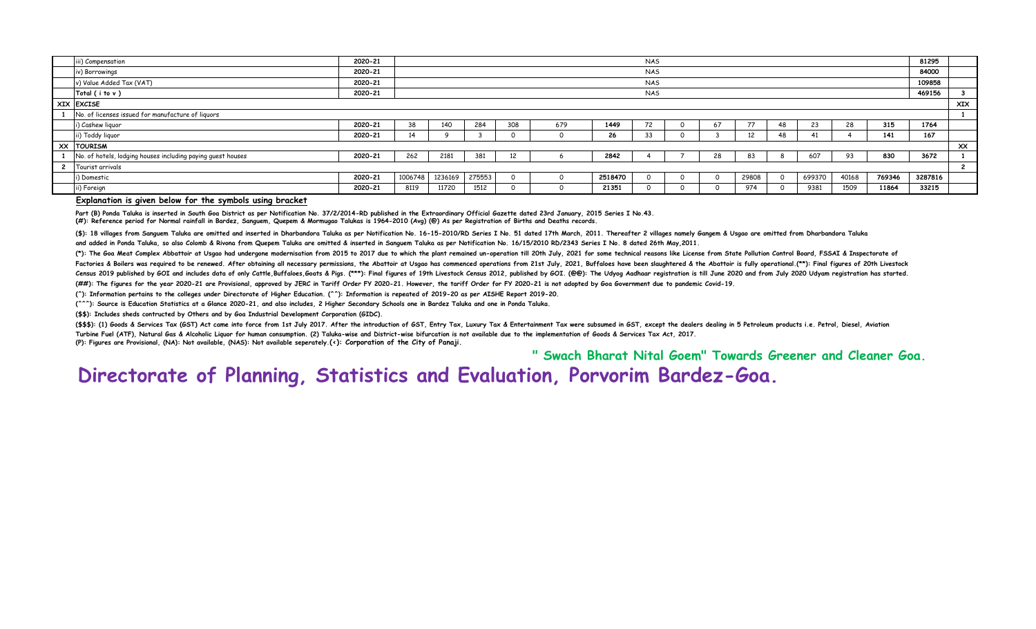| | | | | | | | | | | | | | | | | | | | |
|---|---|---|---|---|---|---|---|---|---|---|---|---|---|---|---|---|---|---|---|
| | iii) Compensation | 2020-21 | NAS | | | | | | | | | | | | | | | 81295 | |
| | iv) Borrowings | 2020-21 | NAS | | | | | | | | | | | | | | | 84000 | |
| | v) Value Added Tax (VAT) | 2020-21 | NAS | | | | | | | | | | | | | | | 109858 | |
| | Total ( i to v ) | 2020-21 | NAS | | | | | | | | | | | | | | | 469156 | 3 |
| XIX | EXCISE | | | | | | | | | | | | | | | | | | XIX |
| 1 | No. of licenses issued for manufacture of liquors | | | | | | | | | | | | | | | | | | 1 |
| | i) Cashew liquor | 2020-21 | 38 | 140 | 284 | 308 | 679 | 1449 | 72 | 0 | 67 | 77 | 48 | 23 | 28 | 315 | 1764 | | |
| | ii) Toddy liquor | 2020-21 | 14 | 9 | 3 | 0 | 0 | 26 | 33 | 0 | 3 | 12 | 48 | 41 | 4 | 141 | 167 | | |
| XX | TOURISM | | | | | | | | | | | | | | | | | | XX |
| 1 | No. of hotels, lodging houses including paying guest houses | 2020-21 | 262 | 2181 | 381 | 12 | 6 | 2842 | 4 | 7 | 28 | 83 | 8 | 607 | 93 | 830 | 3672 | | 1 |
| 2 | Tourist arrivals | | | | | | | | | | | | | | | | | | 2 |
| | i) Domestic | 2020-21 | 1006748 | 1236169 | 275553 | 0 | 0 | 2518470 | 0 | 0 | 0 | 29808 | 0 | 699370 | 40168 | 769346 | 3287816 | | |
| | ii) Foreign | 2020-21 | 8119 | 11720 | 1512 | 0 | 0 | 21351 | 0 | 0 | 0 | 974 | 0 | 9381 | 1509 | 11864 | 33215 | | |

**Explanation is given below for the symbols using bracket**

**Part (B) Ponda Taluka is inserted in South Goa District as per Notification No. 37/2/2014-RD published in the Extraordinary Official Gazette dated 23rd January, 2015 Series I No.43.**

**(#): Reference period for Normal rainfall in Bardez, Sanguem, Quepem & Mormugao Talukas is 1964-2010 (Avg) (@) As per Registration of Births and Deaths records.**

**($): 18 villages from Sanguem Taluka are omitted and inserted in Dharbandora Taluka as per Notification No. 16-15-2010/RD Series I No. 51 dated 17th March, 2011. Thereafter 2 villages namely Gangem & Usgao are omitted from Dharbandora Taluka and added in Ponda Taluka, so also Colomb & Rivona from Quepem Taluka are omitted & inserted in Sanguem Taluka as per Notification No. 16/15/2010 RD/2343 Series I No. 8 dated 26th May,2011.**

**(\*): The Goa Meat Complex Abbattoir at Usgao had undergone modernisation from 2015 to 2017 due to which the plant remained un-operation till 20th July, 2021 for some technical reasons like License from State Pollution Control Board, FSSAI & Inspectorate of Factories & Boilers was required to be renewed. After obtaining all necessary permissions, the Abattoir at Usgao has commenced operations from 21st July, 2021, Buffaloes have been slaughtered & the Abattoir is fully operational.(\*\*): Final figures of 20th Livestock Census 2019 published by GOI and includes data of only Cattle,Buffaloes,Goats & Pigs. (\*\*\*): Final figures of 19th Livestock Census 2012, published by GOI. (@@): The Udyog Aadhaar registration is till June 2020 and from July 2020 Udyam registration has started.**

**(##): The figures for the year 2020-21 are Provisional, approved by JERC in Tariff Order FY 2020-21. However, the tariff Order for FY 2020-21 is not adopted by Goa Government due to pandemic Covid-19.**

**(^): Information pertains to the colleges under Directorate of Higher Education. (^^): Information is repeated of 2019-20 as per AISHE Report 2019-20.**

**(^^^): Source is Education Statistics at a Glance 2020-21, and also includes, 2 Higher Secondary Schools one in Bardez Taluka and one in Ponda Taluka.**

**($$): Includes sheds contructed by Others and by Goa Industrial Development Corporation (GIDC).**

**($$$): (1) Goods & Services Tax (GST) Act came into force from 1st July 2017. After the introduction of GST, Entry Tax, Luxury Tax & Entertainment Tax were subsumed in GST, except the dealers dealing in 5 Petroleum products i.e. Petrol, Diesel, Aviation Turbine Fuel (ATF), Natural Gas & Alcoholic Liquor for human consumption. (2) Taluka-wise and District-wise bifurcation is not available due to the implementation of Goods & Services Tax Act, 2017.**

**(P): Figures are Provisional, (NA): Not available, (NAS): Not available seperately.(<): Corporation of the City of Panaji.**

**" Swach Bharat Nital Goem" Towards Greener and Cleaner Goa.**

# Directorate of Planning, Statistics and Evaluation, Porvorim Bardez-Goa.